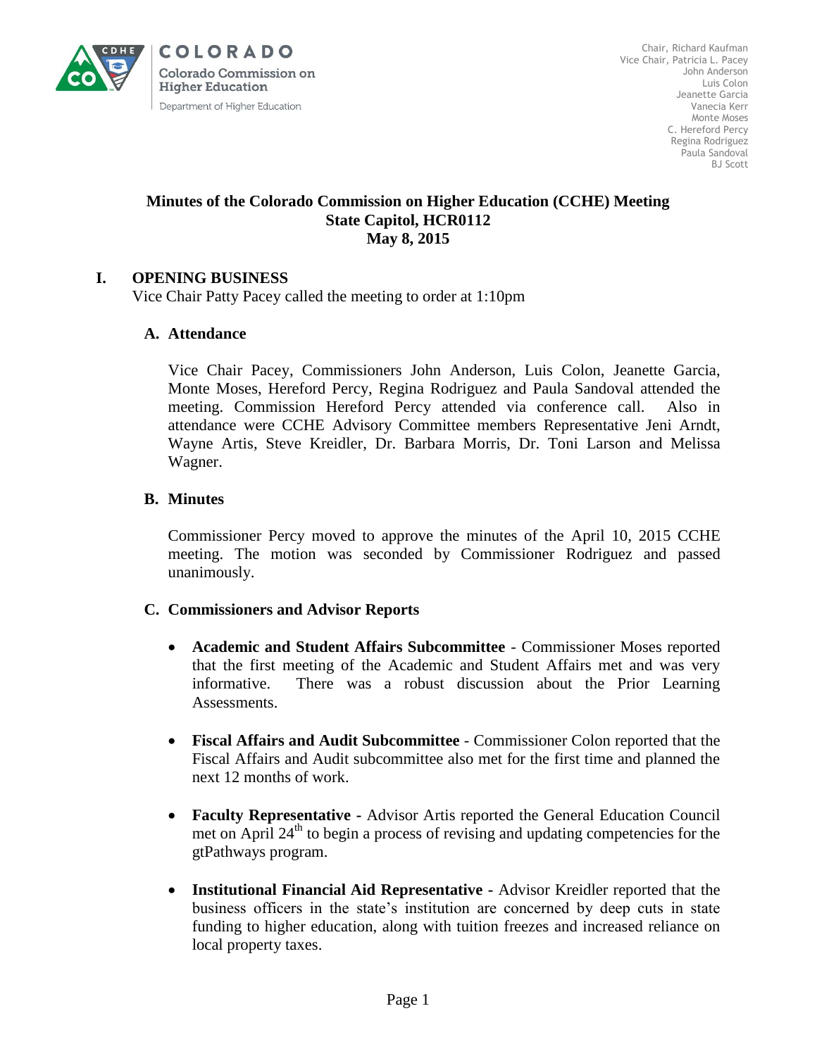COLORADO
Colorado Commission on Higher Education
Department of Higher Education

Chair, Richard Kaufman
Vice Chair, Patricia L. Pacey
John Anderson
Luis Colon
Jeanette Garcia
Vanecia Kerr
Monte Moses
C. Hereford Percy
Regina Rodriguez
Paula Sandoval
BJ Scott

**Minutes of the Colorado Commission on Higher Education (CCHE) Meeting**
**State Capitol, HCR0112**
**May 8, 2015**

## I. OPENING BUSINESS

Vice Chair Patty Pacey called the meeting to order at 1:10pm

### A. Attendance

Vice Chair Pacey, Commissioners John Anderson, Luis Colon, Jeanette Garcia, Monte Moses, Hereford Percy, Regina Rodriguez and Paula Sandoval attended the meeting. Commission Hereford Percy attended via conference call. Also in attendance were CCHE Advisory Committee members Representative Jeni Arndt, Wayne Artis, Steve Kreidler, Dr. Barbara Morris, Dr. Toni Larson and Melissa Wagner.

### B. Minutes

Commissioner Percy moved to approve the minutes of the April 10, 2015 CCHE meeting. The motion was seconded by Commissioner Rodriguez and passed unanimously.

### C. Commissioners and Advisor Reports

- **Academic and Student Affairs Subcommittee** - Commissioner Moses reported that the first meeting of the Academic and Student Affairs met and was very informative. There was a robust discussion about the Prior Learning Assessments.

- **Fiscal Affairs and Audit Subcommittee** - Commissioner Colon reported that the Fiscal Affairs and Audit subcommittee also met for the first time and planned the next 12 months of work.

- **Faculty Representative -** Advisor Artis reported the General Education Council met on April 24th to begin a process of revising and updating competencies for the gtPathways program.

- **Institutional Financial Aid Representative -** Advisor Kreidler reported that the business officers in the state's institution are concerned by deep cuts in state funding to higher education, along with tuition freezes and increased reliance on local property taxes.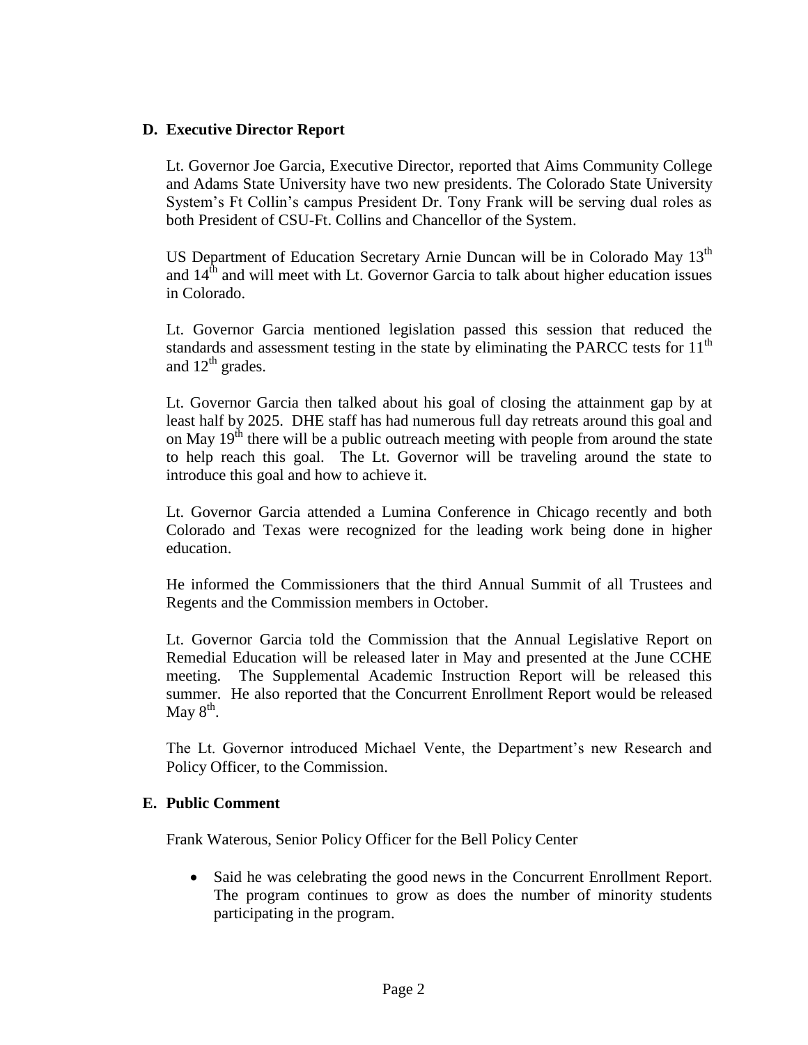## D. Executive Director Report

Lt. Governor Joe Garcia, Executive Director, reported that Aims Community College and Adams State University have two new presidents. The Colorado State University System's Ft Collin's campus President Dr. Tony Frank will be serving dual roles as both President of CSU-Ft. Collins and Chancellor of the System.

US Department of Education Secretary Arnie Duncan will be in Colorado May 13th and 14th and will meet with Lt. Governor Garcia to talk about higher education issues in Colorado.

Lt. Governor Garcia mentioned legislation passed this session that reduced the standards and assessment testing in the state by eliminating the PARCC tests for 11th and 12th grades.

Lt. Governor Garcia then talked about his goal of closing the attainment gap by at least half by 2025. DHE staff has had numerous full day retreats around this goal and on May 19th there will be a public outreach meeting with people from around the state to help reach this goal. The Lt. Governor will be traveling around the state to introduce this goal and how to achieve it.

Lt. Governor Garcia attended a Lumina Conference in Chicago recently and both Colorado and Texas were recognized for the leading work being done in higher education.

He informed the Commissioners that the third Annual Summit of all Trustees and Regents and the Commission members in October.

Lt. Governor Garcia told the Commission that the Annual Legislative Report on Remedial Education will be released later in May and presented at the June CCHE meeting. The Supplemental Academic Instruction Report will be released this summer. He also reported that the Concurrent Enrollment Report would be released May 8th.

The Lt. Governor introduced Michael Vente, the Department's new Research and Policy Officer, to the Commission.

## E. Public Comment

Frank Waterous, Senior Policy Officer for the Bell Policy Center

- Said he was celebrating the good news in the Concurrent Enrollment Report. The program continues to grow as does the number of minority students participating in the program.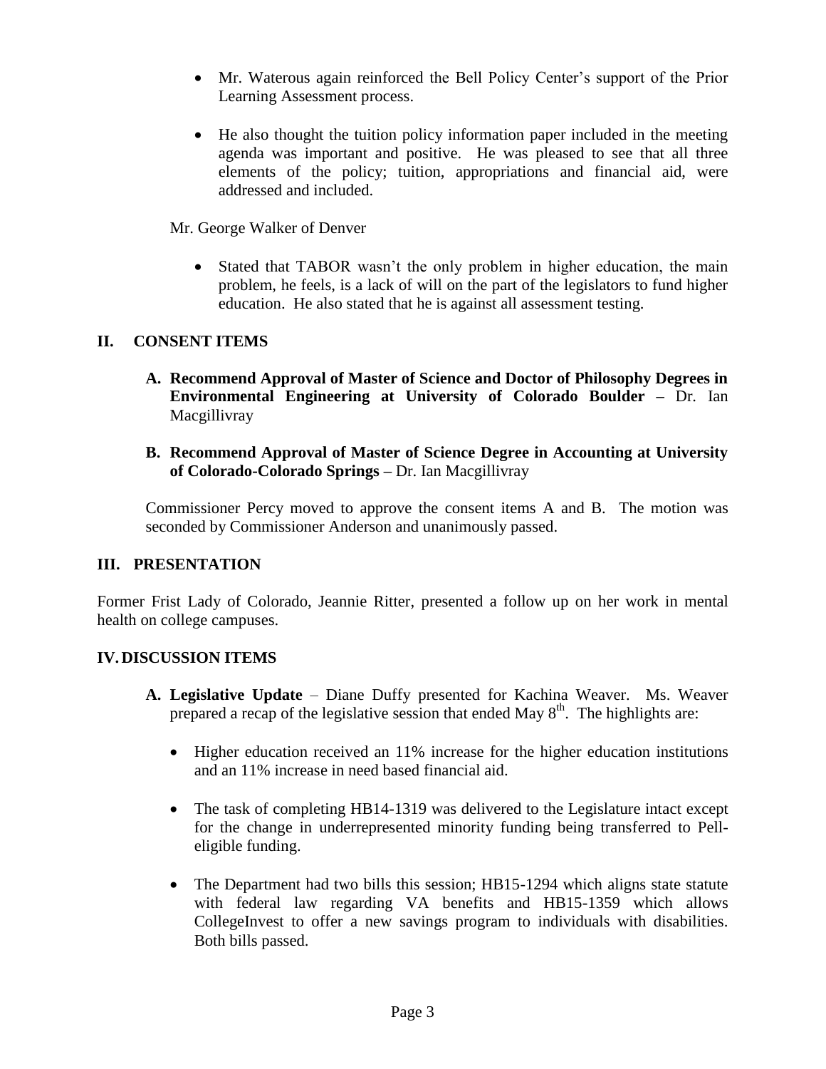- Mr. Waterous again reinforced the Bell Policy Center's support of the Prior Learning Assessment process.

- He also thought the tuition policy information paper included in the meeting agenda was important and positive. He was pleased to see that all three elements of the policy; tuition, appropriations and financial aid, were addressed and included.

Mr. George Walker of Denver

- Stated that TABOR wasn't the only problem in higher education, the main problem, he feels, is a lack of will on the part of the legislators to fund higher education. He also stated that he is against all assessment testing.

## II. CONSENT ITEMS

**A. Recommend Approval of Master of Science and Doctor of Philosophy Degrees in Environmental Engineering at University of Colorado Boulder –** Dr. Ian Macgillivray

**B. Recommend Approval of Master of Science Degree in Accounting at University of Colorado-Colorado Springs –** Dr. Ian Macgillivray

Commissioner Percy moved to approve the consent items A and B. The motion was seconded by Commissioner Anderson and unanimously passed.

## III. PRESENTATION

Former Frist Lady of Colorado, Jeannie Ritter, presented a follow up on her work in mental health on college campuses.

## IV. DISCUSSION ITEMS

**A. Legislative Update** – Diane Duffy presented for Kachina Weaver. Ms. Weaver prepared a recap of the legislative session that ended May 8th. The highlights are:

- Higher education received an 11% increase for the higher education institutions and an 11% increase in need based financial aid.

- The task of completing HB14-1319 was delivered to the Legislature intact except for the change in underrepresented minority funding being transferred to Pell-eligible funding.

- The Department had two bills this session; HB15-1294 which aligns state statute with federal law regarding VA benefits and HB15-1359 which allows CollegeInvest to offer a new savings program to individuals with disabilities. Both bills passed.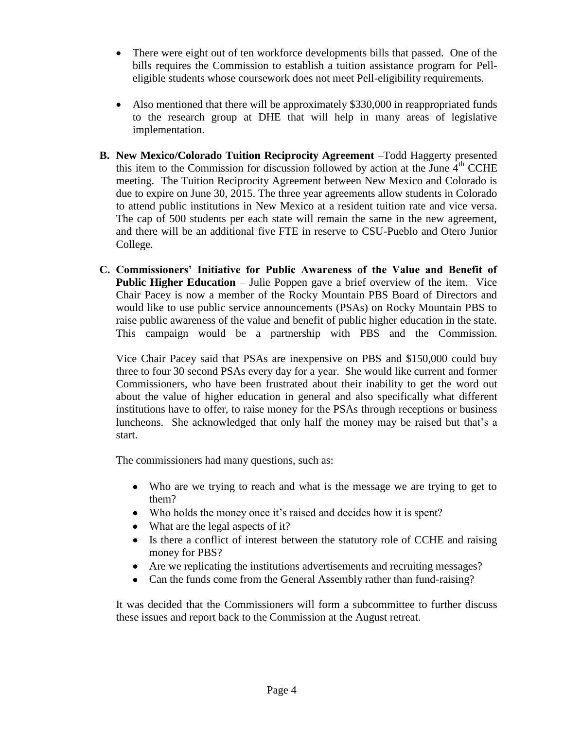- There were eight out of ten workforce developments bills that passed. One of the bills requires the Commission to establish a tuition assistance program for Pell-eligible students whose coursework does not meet Pell-eligibility requirements.

- Also mentioned that there will be approximately $330,000 in reappropriated funds to the research group at DHE that will help in many areas of legislative implementation.

**B. New Mexico/Colorado Tuition Reciprocity Agreement** –Todd Haggerty presented this item to the Commission for discussion followed by action at the June 4th CCHE meeting. The Tuition Reciprocity Agreement between New Mexico and Colorado is due to expire on June 30, 2015. The three year agreements allow students in Colorado to attend public institutions in New Mexico at a resident tuition rate and vice versa. The cap of 500 students per each state will remain the same in the new agreement, and there will be an additional five FTE in reserve to CSU-Pueblo and Otero Junior College.

**C. Commissioners' Initiative for Public Awareness of the Value and Benefit of Public Higher Education** – Julie Poppen gave a brief overview of the item. Vice Chair Pacey is now a member of the Rocky Mountain PBS Board of Directors and would like to use public service announcements (PSAs) on Rocky Mountain PBS to raise public awareness of the value and benefit of public higher education in the state. This campaign would be a partnership with PBS and the Commission.

Vice Chair Pacey said that PSAs are inexpensive on PBS and $150,000 could buy three to four 30 second PSAs every day for a year. She would like current and former Commissioners, who have been frustrated about their inability to get the word out about the value of higher education in general and also specifically what different institutions have to offer, to raise money for the PSAs through receptions or business luncheons. She acknowledged that only half the money may be raised but that's a start.

The commissioners had many questions, such as:

- Who are we trying to reach and what is the message we are trying to get to them?
- Who holds the money once it's raised and decides how it is spent?
- What are the legal aspects of it?
- Is there a conflict of interest between the statutory role of CCHE and raising money for PBS?
- Are we replicating the institutions advertisements and recruiting messages?
- Can the funds come from the General Assembly rather than fund-raising?

It was decided that the Commissioners will form a subcommittee to further discuss these issues and report back to the Commission at the August retreat.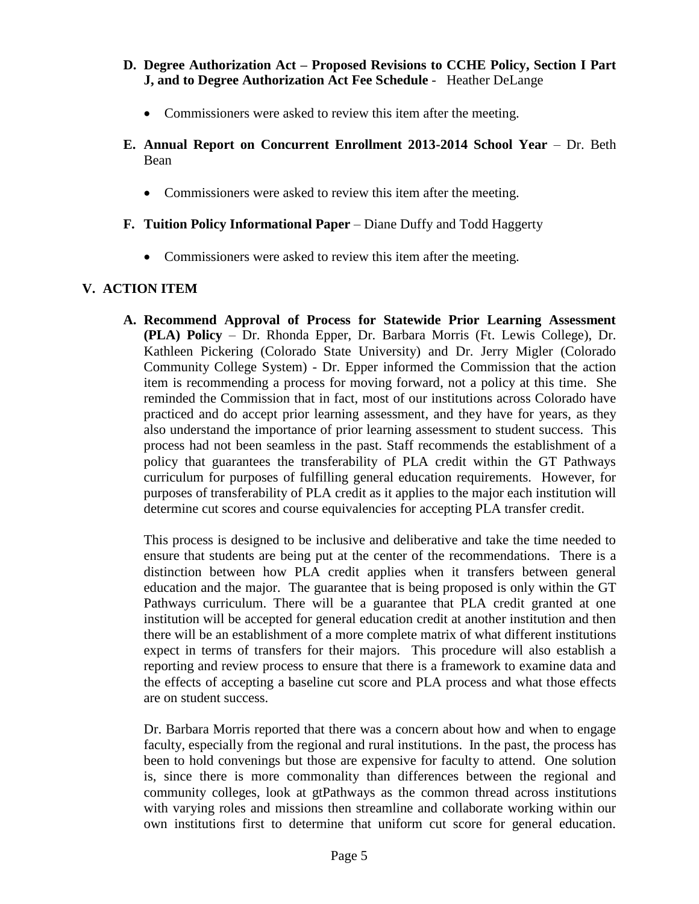**D. Degree Authorization Act – Proposed Revisions to CCHE Policy, Section I Part J, and to Degree Authorization Act Fee Schedule** - Heather DeLange

- Commissioners were asked to review this item after the meeting.

**E. Annual Report on Concurrent Enrollment 2013-2014 School Year** – Dr. Beth Bean

- Commissioners were asked to review this item after the meeting.

**F. Tuition Policy Informational Paper** – Diane Duffy and Todd Haggerty

- Commissioners were asked to review this item after the meeting.

## V. ACTION ITEM

**A. Recommend Approval of Process for Statewide Prior Learning Assessment (PLA) Policy** – Dr. Rhonda Epper, Dr. Barbara Morris (Ft. Lewis College), Dr. Kathleen Pickering (Colorado State University) and Dr. Jerry Migler (Colorado Community College System) - Dr. Epper informed the Commission that the action item is recommending a process for moving forward, not a policy at this time. She reminded the Commission that in fact, most of our institutions across Colorado have practiced and do accept prior learning assessment, and they have for years, as they also understand the importance of prior learning assessment to student success. This process had not been seamless in the past. Staff recommends the establishment of a policy that guarantees the transferability of PLA credit within the GT Pathways curriculum for purposes of fulfilling general education requirements. However, for purposes of transferability of PLA credit as it applies to the major each institution will determine cut scores and course equivalencies for accepting PLA transfer credit.

This process is designed to be inclusive and deliberative and take the time needed to ensure that students are being put at the center of the recommendations. There is a distinction between how PLA credit applies when it transfers between general education and the major. The guarantee that is being proposed is only within the GT Pathways curriculum. There will be a guarantee that PLA credit granted at one institution will be accepted for general education credit at another institution and then there will be an establishment of a more complete matrix of what different institutions expect in terms of transfers for their majors. This procedure will also establish a reporting and review process to ensure that there is a framework to examine data and the effects of accepting a baseline cut score and PLA process and what those effects are on student success.

Dr. Barbara Morris reported that there was a concern about how and when to engage faculty, especially from the regional and rural institutions. In the past, the process has been to hold convenings but those are expensive for faculty to attend. One solution is, since there is more commonality than differences between the regional and community colleges, look at gtPathways as the common thread across institutions with varying roles and missions then streamline and collaborate working within our own institutions first to determine that uniform cut score for general education.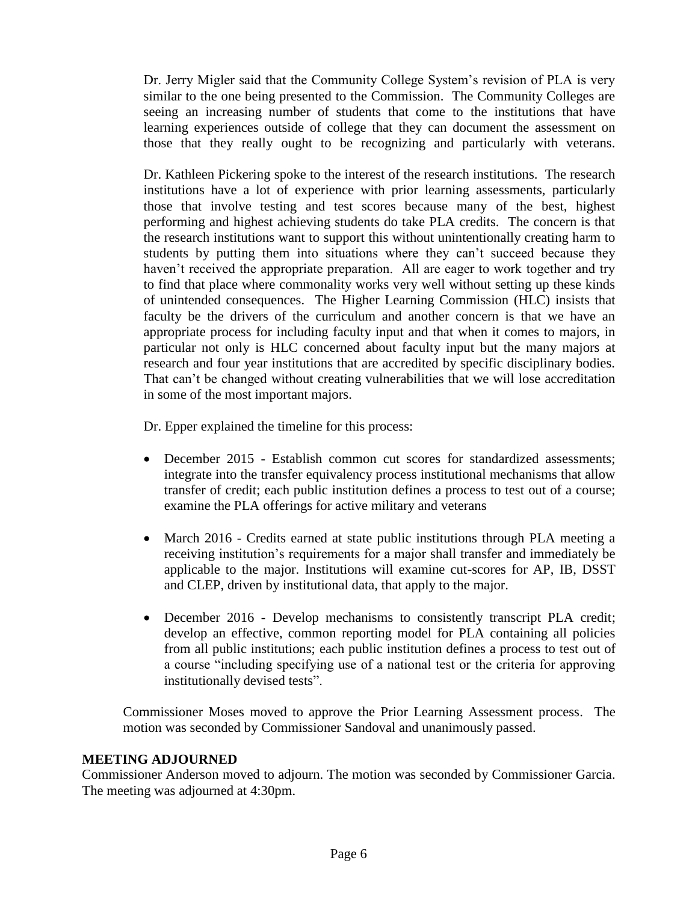Dr. Jerry Migler said that the Community College System's revision of PLA is very similar to the one being presented to the Commission. The Community Colleges are seeing an increasing number of students that come to the institutions that have learning experiences outside of college that they can document the assessment on those that they really ought to be recognizing and particularly with veterans.

Dr. Kathleen Pickering spoke to the interest of the research institutions. The research institutions have a lot of experience with prior learning assessments, particularly those that involve testing and test scores because many of the best, highest performing and highest achieving students do take PLA credits. The concern is that the research institutions want to support this without unintentionally creating harm to students by putting them into situations where they can't succeed because they haven't received the appropriate preparation. All are eager to work together and try to find that place where commonality works very well without setting up these kinds of unintended consequences. The Higher Learning Commission (HLC) insists that faculty be the drivers of the curriculum and another concern is that we have an appropriate process for including faculty input and that when it comes to majors, in particular not only is HLC concerned about faculty input but the many majors at research and four year institutions that are accredited by specific disciplinary bodies. That can't be changed without creating vulnerabilities that we will lose accreditation in some of the most important majors.

Dr. Epper explained the timeline for this process:

- December 2015 - Establish common cut scores for standardized assessments; integrate into the transfer equivalency process institutional mechanisms that allow transfer of credit; each public institution defines a process to test out of a course; examine the PLA offerings for active military and veterans
- March 2016 - Credits earned at state public institutions through PLA meeting a receiving institution's requirements for a major shall transfer and immediately be applicable to the major. Institutions will examine cut-scores for AP, IB, DSST and CLEP, driven by institutional data, that apply to the major.
- December 2016 - Develop mechanisms to consistently transcript PLA credit; develop an effective, common reporting model for PLA containing all policies from all public institutions; each public institution defines a process to test out of a course "including specifying use of a national test or the criteria for approving institutionally devised tests".

Commissioner Moses moved to approve the Prior Learning Assessment process. The motion was seconded by Commissioner Sandoval and unanimously passed.

**MEETING ADJOURNED**

Commissioner Anderson moved to adjourn. The motion was seconded by Commissioner Garcia. The meeting was adjourned at 4:30pm.